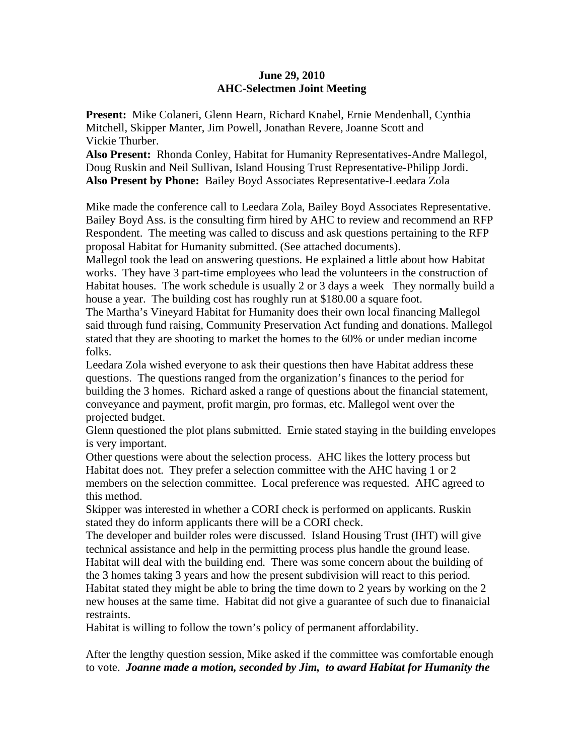**June 29, 2010**
**AHC-Selectmen Joint Meeting**

**Present:** Mike Colaneri, Glenn Hearn, Richard Knabel, Ernie Mendenhall, Cynthia Mitchell, Skipper Manter, Jim Powell, Jonathan Revere, Joanne Scott and Vickie Thurber.
**Also Present:** Rhonda Conley, Habitat for Humanity Representatives-Andre Mallegol, Doug Ruskin and Neil Sullivan, Island Housing Trust Representative-Philipp Jordi.
**Also Present by Phone:** Bailey Boyd Associates Representative-Leedara Zola

Mike made the conference call to Leedara Zola, Bailey Boyd Associates Representative. Bailey Boyd Ass. is the consulting firm hired by AHC to review and recommend an RFP Respondent. The meeting was called to discuss and ask questions pertaining to the RFP proposal Habitat for Humanity submitted. (See attached documents).
Mallegol took the lead on answering questions. He explained a little about how Habitat works. They have 3 part-time employees who lead the volunteers in the construction of Habitat houses. The work schedule is usually 2 or 3 days a week They normally build a house a year. The building cost has roughly run at $180.00 a square foot.
The Martha's Vineyard Habitat for Humanity does their own local financing Mallegol said through fund raising, Community Preservation Act funding and donations. Mallegol stated that they are shooting to market the homes to the 60% or under median income folks.
Leedara Zola wished everyone to ask their questions then have Habitat address these questions. The questions ranged from the organization's finances to the period for building the 3 homes. Richard asked a range of questions about the financial statement, conveyance and payment, profit margin, pro formas, etc. Mallegol went over the projected budget.
Glenn questioned the plot plans submitted. Ernie stated staying in the building envelopes is very important.
Other questions were about the selection process. AHC likes the lottery process but Habitat does not. They prefer a selection committee with the AHC having 1 or 2 members on the selection committee. Local preference was requested. AHC agreed to this method.
Skipper was interested in whether a CORI check is performed on applicants. Ruskin stated they do inform applicants there will be a CORI check.
The developer and builder roles were discussed. Island Housing Trust (IHT) will give technical assistance and help in the permitting process plus handle the ground lease. Habitat will deal with the building end. There was some concern about the building of the 3 homes taking 3 years and how the present subdivision will react to this period. Habitat stated they might be able to bring the time down to 2 years by working on the 2 new houses at the same time. Habitat did not give a guarantee of such due to finanaicial restraints.
Habitat is willing to follow the town's policy of permanent affordability.

After the lengthy question session, Mike asked if the committee was comfortable enough to vote. ***Joanne made a motion, seconded by Jim, to award Habitat for Humanity the***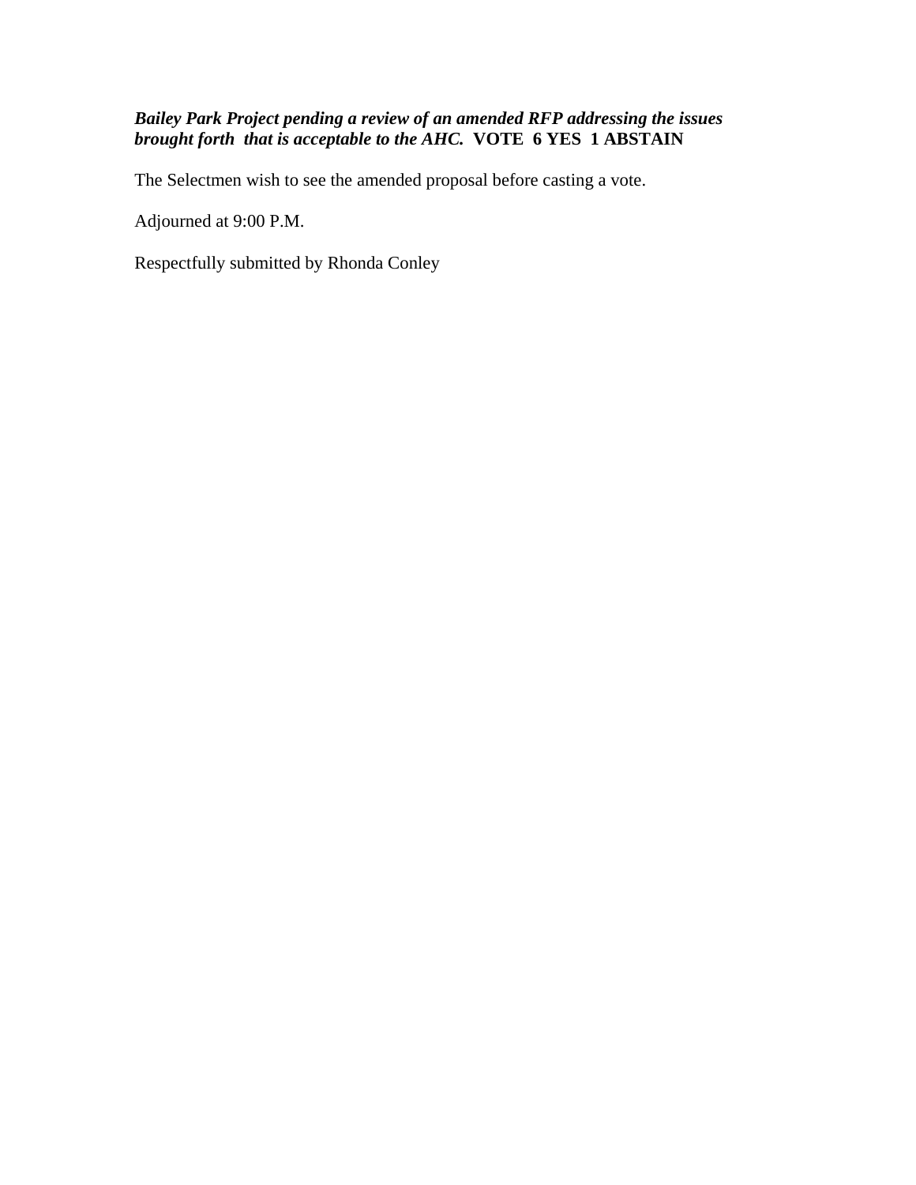***Bailey Park Project pending a review of an amended RFP addressing the issues brought forth that is acceptable to the AHC.* VOTE 6 YES 1 ABSTAIN**

The Selectmen wish to see the amended proposal before casting a vote.

Adjourned at 9:00 P.M.

Respectfully submitted by Rhonda Conley